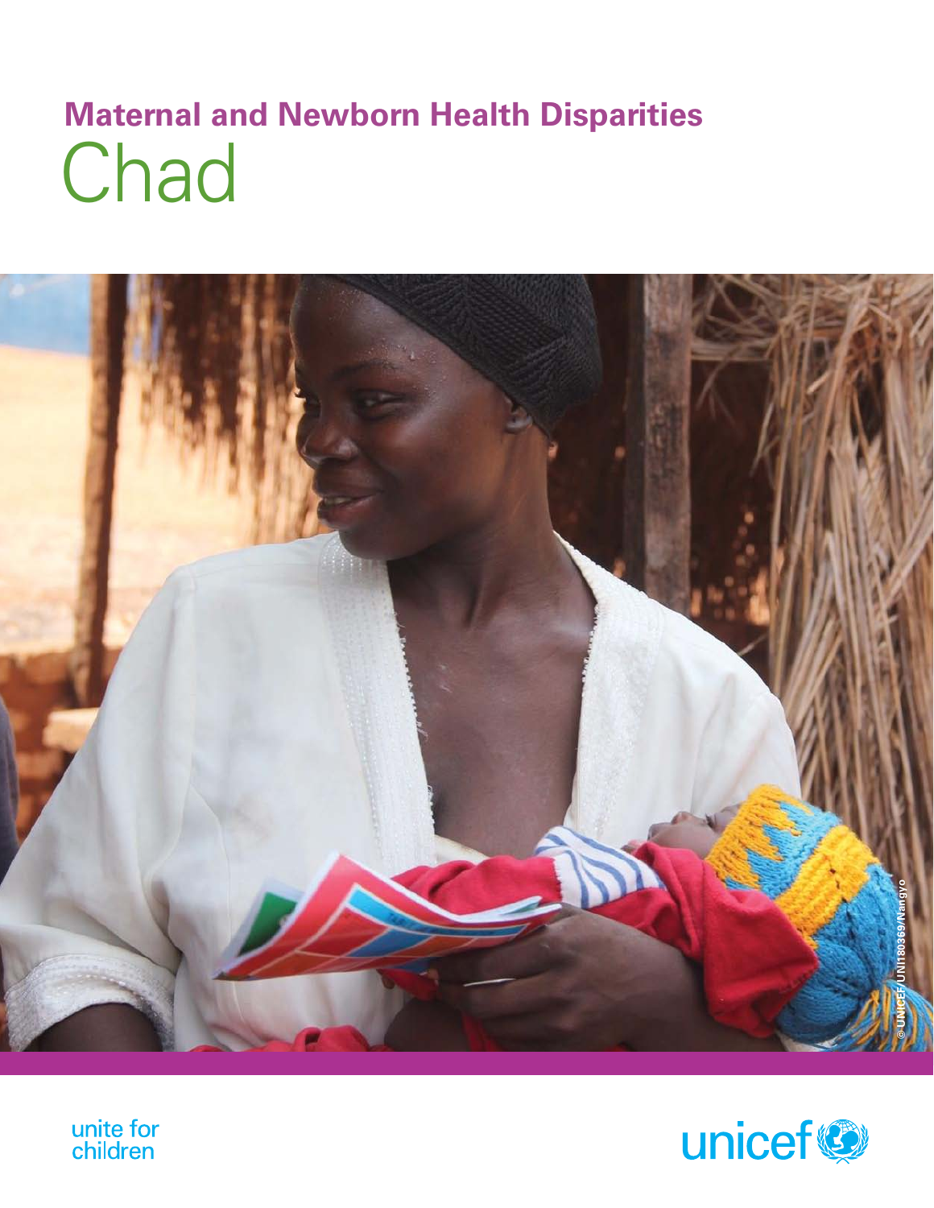# Maternal and Newborn Health Disparities

# Chad

© UNICEF/UNI180369/Nangyo

unite for children

unicef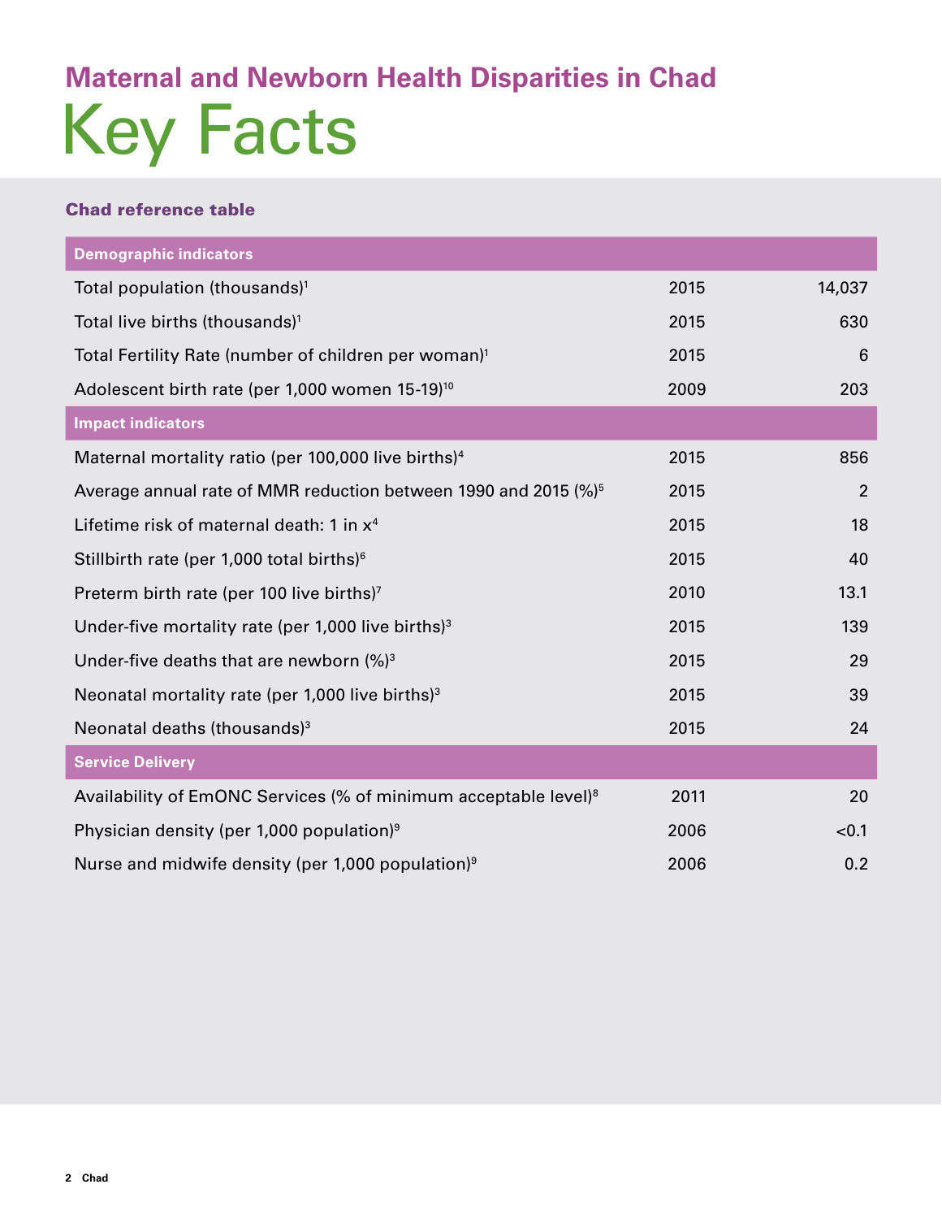## Maternal and Newborn Health Disparities in Chad

# Key Facts

### Chad reference table

| Demographic indicators | | |
|---|---|---|
| Total population (thousands)[1] | 2015 | 14,037 |
| Total live births (thousands)[1] | 2015 | 630 |
| Total Fertility Rate (number of children per woman)[1] | 2015 | 6 |
| Adolescent birth rate (per 1,000 women 15-19)[10] | 2009 | 203 |
| **Impact indicators** | | |
| Maternal mortality ratio (per 100,000 live births)[4] | 2015 | 856 |
| Average annual rate of MMR reduction between 1990 and 2015 (%)[5] | 2015 | 2 |
| Lifetime risk of maternal death: 1 in x[4] | 2015 | 18 |
| Stillbirth rate (per 1,000 total births)[6] | 2015 | 40 |
| Preterm birth rate (per 100 live births)[7] | 2010 | 13.1 |
| Under-five mortality rate (per 1,000 live births)[3] | 2015 | 139 |
| Under-five deaths that are newborn (%)[3] | 2015 | 29 |
| Neonatal mortality rate (per 1,000 live births)[3] | 2015 | 39 |
| Neonatal deaths (thousands)[3] | 2015 | 24 |
| **Service Delivery** | | |
| Availability of EmONC Services (% of minimum acceptable level)[8] | 2011 | 20 |
| Physician density (per 1,000 population)[9] | 2006 | <0.1 |
| Nurse and midwife density (per 1,000 population)[9] | 2006 | 0.2 |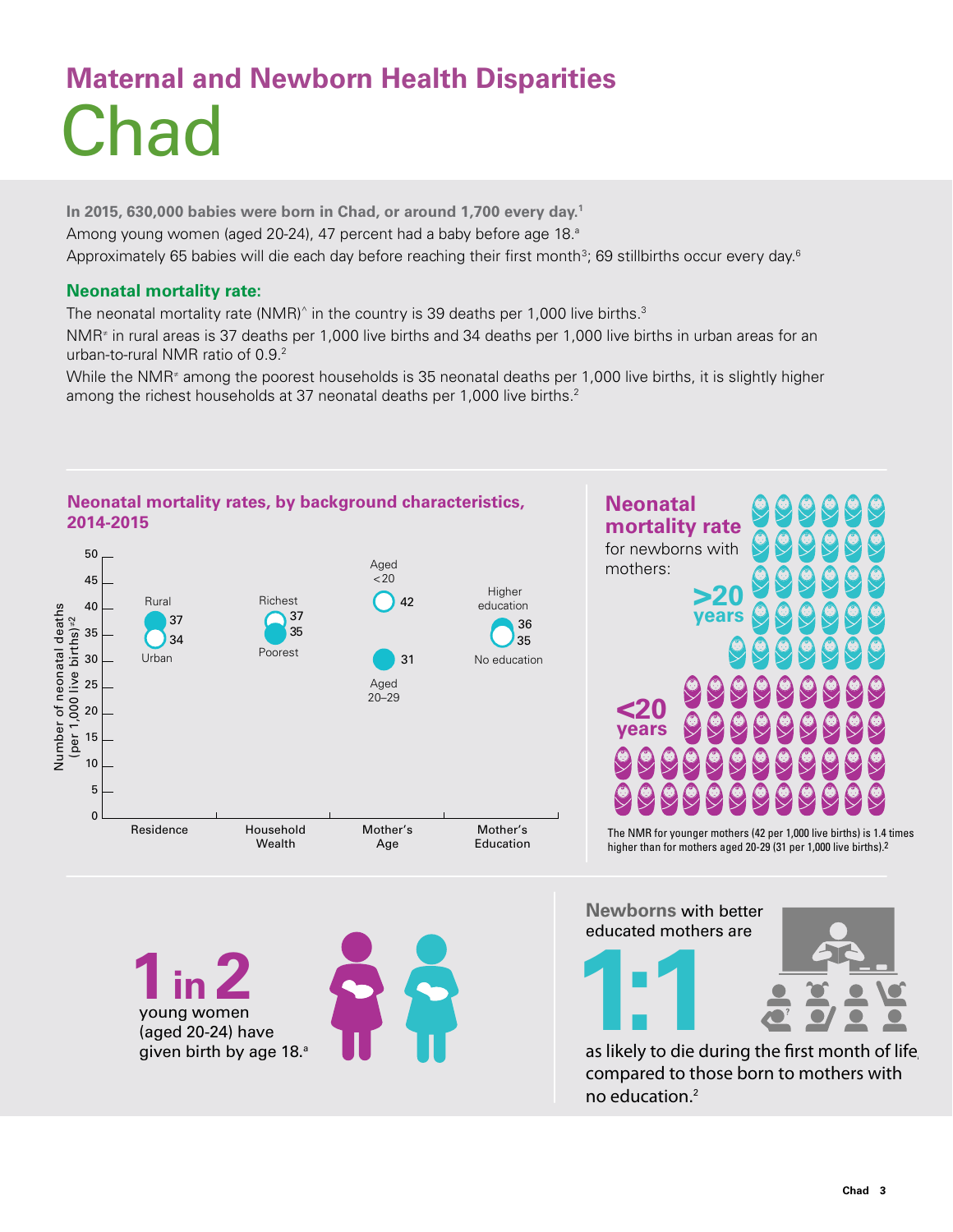# Maternal and Newborn Health Disparities

# Chad

**In 2015, 630,000 babies were born in Chad, or around 1,700 every day.[1]**

Among young women (aged 20-24), 47 percent had a baby before age 18.[a]

Approximately 65 babies will die each day before reaching their first month[3]; 69 stillbirths occur every day.[6]

## Neonatal mortality rate:

The neonatal mortality rate (NMR)^ in the country is 39 deaths per 1,000 live births.[3]

NMR≠ in rural areas is 37 deaths per 1,000 live births and 34 deaths per 1,000 live births in urban areas for an urban-to-rural NMR ratio of 0.9.[2]

While the NMR≠ among the poorest households is 35 neonatal deaths per 1,000 live births, it is slightly higher among the richest households at 37 neonatal deaths per 1,000 live births.[2]

### Neonatal mortality rates, by background characteristics, 2014-2015

Number of neonatal deaths (per 1,000 live births)≠2

| Background characteristic | Group | NMR |
|---|---|---|
| Residence | Rural | 37 |
| | Urban | 34 |
| Household Wealth | Richest | 37 |
| | Poorest | 35 |
| Mother's Age | Aged <20 | 42 |
| | Aged 20–29 | 31 |
| Mother's Education | Higher education | 36 |
| | No education | 35 |

### Neonatal mortality rate

for newborns with mothers:

>20 years

<20 years

The NMR for younger mothers (42 per 1,000 live births) is 1.4 times higher than for mothers aged 20-29 (31 per 1,000 live births).[2]

**1 in 2** young women (aged 20-24) have given birth by age 18.[a]

**Newborns** with better educated mothers are **1:1** as likely to die during the first month of life, compared to those born to mothers with no education.[2]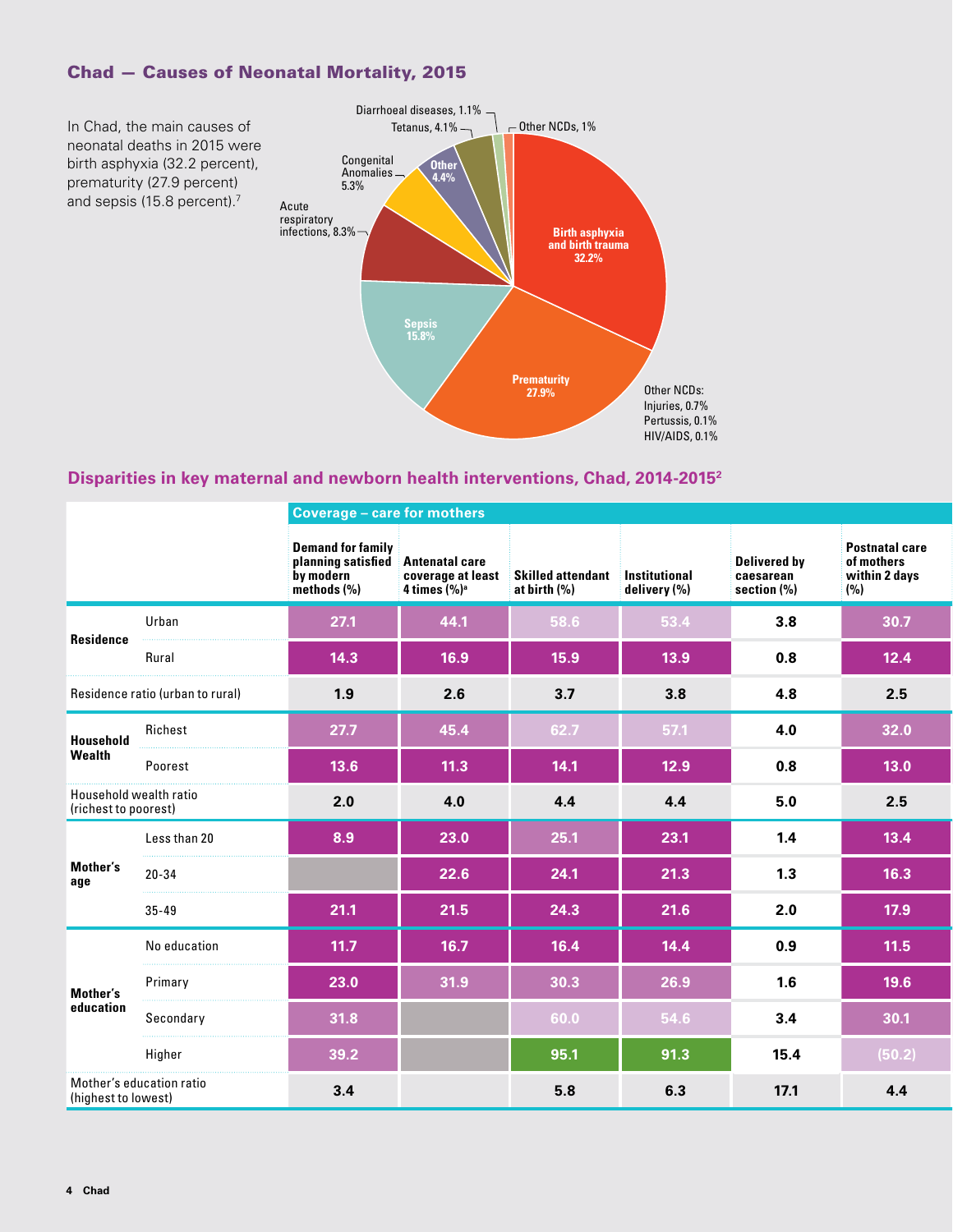## Chad — Causes of Neonatal Mortality, 2015

In Chad, the main causes of neonatal deaths in 2015 were birth asphyxia (32.2 percent), prematurity (27.9 percent) and sepsis (15.8 percent).[7]

Birth asphyxia and birth trauma 32.2%
Prematurity 27.9%
Sepsis 15.8%
Acute respiratory infections, 8.3%
Congenital Anomalies 5.3%
Other 4.4%
Tetanus, 4.1%
Diarrhoeal diseases, 1.1%
Other NCDs, 1%

Other NCDs:
Injuries, 0.7%
Pertussis, 0.1%
HIV/AIDS, 0.1%

## Disparities in key maternal and newborn health interventions, Chad, 2014-2015[2]

| | | Coverage – care for mothers | | | | | |
|---|---|---|---|---|---|---|---|
| | | Demand for family planning satisfied by modern methods (%) | Antenatal care coverage at least 4 times (%)[a] | Skilled attendant at birth (%) | Institutional delivery (%) | Delivered by caesarean section (%) | Postnatal care of mothers within 2 days (%) |
| **Residence** | Urban | 27.1 | 44.1 | 58.6 | 53.4 | 3.8 | 30.7 |
| | Rural | 14.3 | 16.9 | 15.9 | 13.9 | 0.8 | 12.4 |
| Residence ratio (urban to rural) | | 1.9 | 2.6 | 3.7 | 3.8 | 4.8 | 2.5 |
| **Household Wealth** | Richest | 27.7 | 45.4 | 62.7 | 57.1 | 4.0 | 32.0 |
| | Poorest | 13.6 | 11.3 | 14.1 | 12.9 | 0.8 | 13.0 |
| Household wealth ratio (richest to poorest) | | 2.0 | 4.0 | 4.4 | 4.4 | 5.0 | 2.5 |
| **Mother's age** | Less than 20 | 8.9 | 23.0 | 25.1 | 23.1 | 1.4 | 13.4 |
| | 20-34 | | 22.6 | 24.1 | 21.3 | 1.3 | 16.3 |
| | 35-49 | 21.1 | 21.5 | 24.3 | 21.6 | 2.0 | 17.9 |
| **Mother's education** | No education | 11.7 | 16.7 | 16.4 | 14.4 | 0.9 | 11.5 |
| | Primary | 23.0 | 31.9 | 30.3 | 26.9 | 1.6 | 19.6 |
| | Secondary | 31.8 | | 60.0 | 54.6 | 3.4 | 30.1 |
| | Higher | 39.2 | | 95.1 | 91.3 | 15.4 | (50.2) |
| Mother's education ratio (highest to lowest) | | 3.4 | | 5.8 | 6.3 | 17.1 | 4.4 |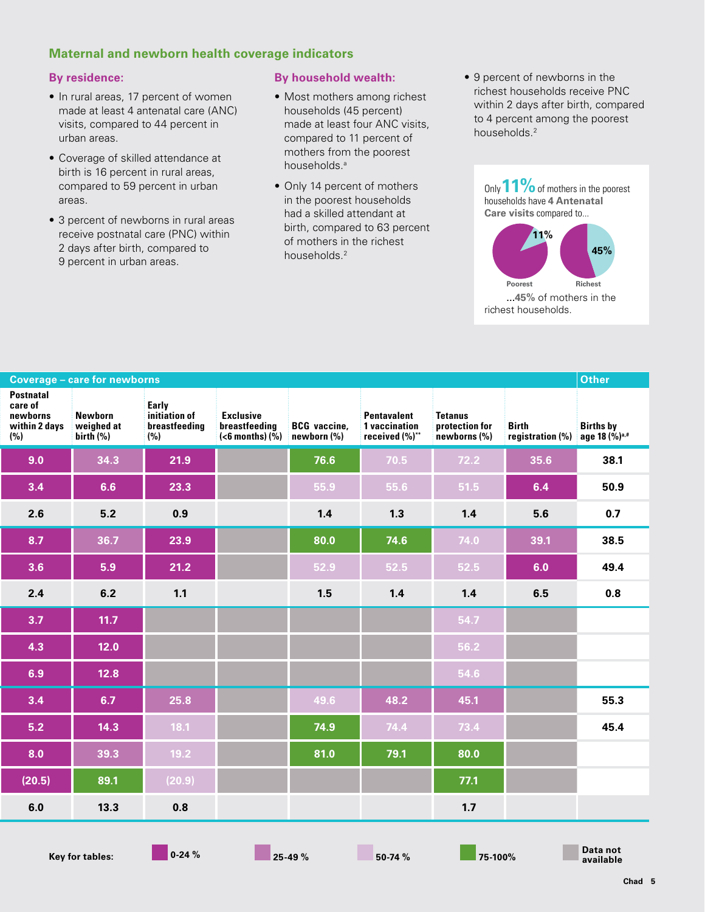## Maternal and newborn health coverage indicators

### By residence:

- In rural areas, 17 percent of women made at least 4 antenatal care (ANC) visits, compared to 44 percent in urban areas.
- Coverage of skilled attendance at birth is 16 percent in rural areas, compared to 59 percent in urban areas.
- 3 percent of newborns in rural areas receive postnatal care (PNC) within 2 days after birth, compared to 9 percent in urban areas.

### By household wealth:

- Most mothers among richest households (45 percent) made at least four ANC visits, compared to 11 percent of mothers from the poorest households.[a]
- Only 14 percent of mothers in the poorest households had a skilled attendant at birth, compared to 63 percent of mothers in the richest households.[2]
- 9 percent of newborns in the richest households receive PNC within 2 days after birth, compared to 4 percent among the poorest households.[2]

Only **11%** of mothers in the poorest households have **4 Antenatal Care visits** compared to...

Poorest: 11% | Richest: 45%

...**45%** of mothers in the richest households.

| Coverage – care for newborns | | | | | | | | Other |
|---|---|---|---|---|---|---|---|---|
| Postnatal care of newborns within 2 days (%) | Newborn weighed at birth (%) | Early initiation of breastfeeding (%) | Exclusive breastfeeding (<6 months) (%) | BCG vaccine, newborn (%) | Pentavalent 1 vaccination received (%)** | Tetanus protection for newborns (%) | Birth registration (%) | Births by age 18 (%)[a,#] |
| 9.0 | 34.3 | 21.9 | | 76.6 | 70.5 | 72.2 | 35.6 | 38.1 |
| 3.4 | 6.6 | 23.3 | | 55.9 | 55.6 | 51.5 | 6.4 | 50.9 |
| 2.6 | 5.2 | 0.9 | | 1.4 | 1.3 | 1.4 | 5.6 | 0.7 |
| 8.7 | 36.7 | 23.9 | | 80.0 | 74.6 | 74.0 | 39.1 | 38.5 |
| 3.6 | 5.9 | 21.2 | | 52.9 | 52.5 | 52.5 | 6.0 | 49.4 |
| 2.4 | 6.2 | 1.1 | | 1.5 | 1.4 | 1.4 | 6.5 | 0.8 |
| 3.7 | 11.7 | | | | | 54.7 | | |
| 4.3 | 12.0 | | | | | 56.2 | | |
| 6.9 | 12.8 | | | | | 54.6 | | |
| 3.4 | 6.7 | 25.8 | | 49.6 | 48.2 | 45.1 | | 55.3 |
| 5.2 | 14.3 | 18.1 | | 74.9 | 74.4 | 73.4 | | 45.4 |
| 8.0 | 39.3 | 19.2 | | 81.0 | 79.1 | 80.0 | | |
| (20.5) | 89.1 | (20.9) | | | | 77.1 | | |
| 6.0 | 13.3 | 0.8 | | | | 1.7 | | |

**Key for tables:** 0-24 % | 25-49 % | 50-74 % | 75-100% | Data not available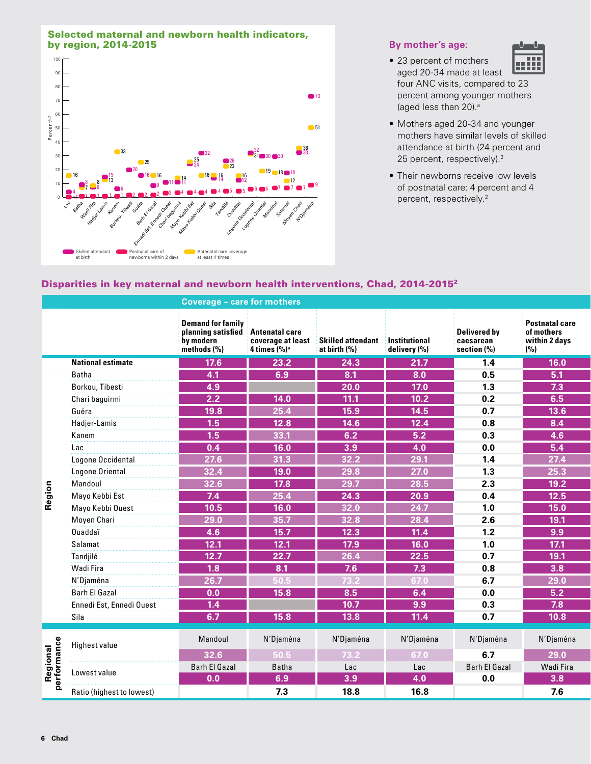## Selected maternal and newborn health indicators, by region, 2014-2015

| Region | Skilled attendant at birth | Postnatal care of newborns within 2 days | Antenatal care coverage at least 4 times |
|---|---|---|---|
| Lac | 4 | <1 | 16 |
| Batha | 8 | 1 | 7 |
| Wadi Fira | 8 | 1 | 8 |
| Hadjer-Lamis | 15 | 1 | 13 |
| Kanem | 6 | 1 | 33 |
| Borkou, Tibesti | 20 | 2 | |
| Guéra | 16 | 2 | 25 |
| Barh El Gazal | 9 | 2 | 16 |
| Ennedi Est, Ennedi Ouest | 11 | 3 | |
| Chari baguirmi | 11 | 4 | 14 |
| Mayo Kebbi Est | 24 | 4 | 25 |
| Mayo Kebbi Ouest | 32 | 4 | 16 |
| Sila | 14 | 4 | 16 |
| Tandjilé | 26 | 5 | 23 |
| Ouaddaï | 12 | 5 | 16 |
| Logone Occidental | 32 | 6 | 31 |
| Logone Oriental | 30 | 6 | 19 |
| Mandoul | 30 | 7 | 18 |
| Salamat | 18 | 7 | 12 |
| Moyen Chari | 33 | 7 | 36 |
| N'Djaména | 73 | 9 | 51 |

### By mother's age:

- 23 percent of mothers aged 20-34 made at least four ANC visits, compared to 23 percent among younger mothers (aged less than 20).[a]
- Mothers aged 20-34 and younger mothers have similar levels of skilled attendance at birth (24 percent and 25 percent, respectively).[2]
- Their newborns receive low levels of postnatal care: 4 percent and 4 percent, respectively.[2]

## Disparities in key maternal and newborn health interventions, Chad, 2014-2015[2]

| | | Coverage – care for mothers | | | | | |
|---|---|---|---|---|---|---|---|
| | | Demand for family planning satisfied by modern methods (%) | Antenatal care coverage at least 4 times (%)[a] | Skilled attendant at birth (%) | Institutional delivery (%) | Delivered by caesarean section (%) | Postnatal care of mothers within 2 days (%) |
| | **National estimate** | 17.6 | 23.2 | 24.3 | 21.7 | 1.4 | 16.0 |
| Region | Batha | 4.1 | 6.9 | 8.1 | 8.0 | 0.5 | 5.1 |
| | Borkou, Tibesti | 4.9 | | 20.0 | 17.0 | 1.3 | 7.3 |
| | Chari baguirmi | 2.2 | 14.0 | 11.1 | 10.2 | 0.2 | 6.5 |
| | Guéra | 19.8 | 25.4 | 15.9 | 14.5 | 0.7 | 13.6 |
| | Hadjer-Lamis | 1.5 | 12.8 | 14.6 | 12.4 | 0.8 | 8.4 |
| | Kanem | 1.5 | 33.1 | 6.2 | 5.2 | 0.3 | 4.6 |
| | Lac | 0.4 | 16.0 | 3.9 | 4.0 | 0.0 | 5.4 |
| | Logone Occidental | 27.6 | 31.3 | 32.2 | 29.1 | 1.4 | 27.4 |
| | Logone Oriental | 32.4 | 19.0 | 29.8 | 27.0 | 1.3 | 25.3 |
| | Mandoul | 32.6 | 17.8 | 29.7 | 28.5 | 2.3 | 19.2 |
| | Mayo Kebbi Est | 7.4 | 25.4 | 24.3 | 20.9 | 0.4 | 12.5 |
| | Mayo Kebbi Ouest | 10.5 | 16.0 | 32.0 | 24.7 | 1.0 | 15.0 |
| | Moyen Chari | 29.0 | 35.7 | 32.8 | 28.4 | 2.6 | 19.1 |
| | Ouaddaï | 4.6 | 15.7 | 12.3 | 11.4 | 1.2 | 9.9 |
| | Salamat | 12.1 | 12.1 | 17.9 | 16.0 | 1.0 | 17.1 |
| | Tandjilé | 12.7 | 22.7 | 26.4 | 22.5 | 0.7 | 19.1 |
| | Wadi Fira | 1.8 | 8.1 | 7.6 | 7.3 | 0.8 | 3.8 |
| | N'Djaména | 26.7 | 50.5 | 73.2 | 67.0 | 6.7 | 29.0 |
| | Barh El Gazal | 0.0 | 15.8 | 8.5 | 6.4 | 0.0 | 5.2 |
| | Ennedi Est, Ennedi Ouest | 1.4 | | 10.7 | 9.9 | 0.3 | 7.8 |
| | Sila | 6.7 | 15.8 | 13.8 | 11.4 | 0.7 | 10.8 |
| Regional performance | Highest value | Mandoul | N'Djaména | N'Djaména | N'Djaména | N'Djaména | N'Djaména |
| | | 32.6 | 50.5 | 73.2 | 67.0 | 6.7 | 29.0 |
| | Lowest value | Barh El Gazal | Batha | Lac | Lac | Barh El Gazal | Wadi Fira |
| | | 0.0 | 6.9 | 3.9 | 4.0 | 0.0 | 3.8 |
| | Ratio (highest to lowest) | | 7.3 | 18.8 | 16.8 | | 7.6 |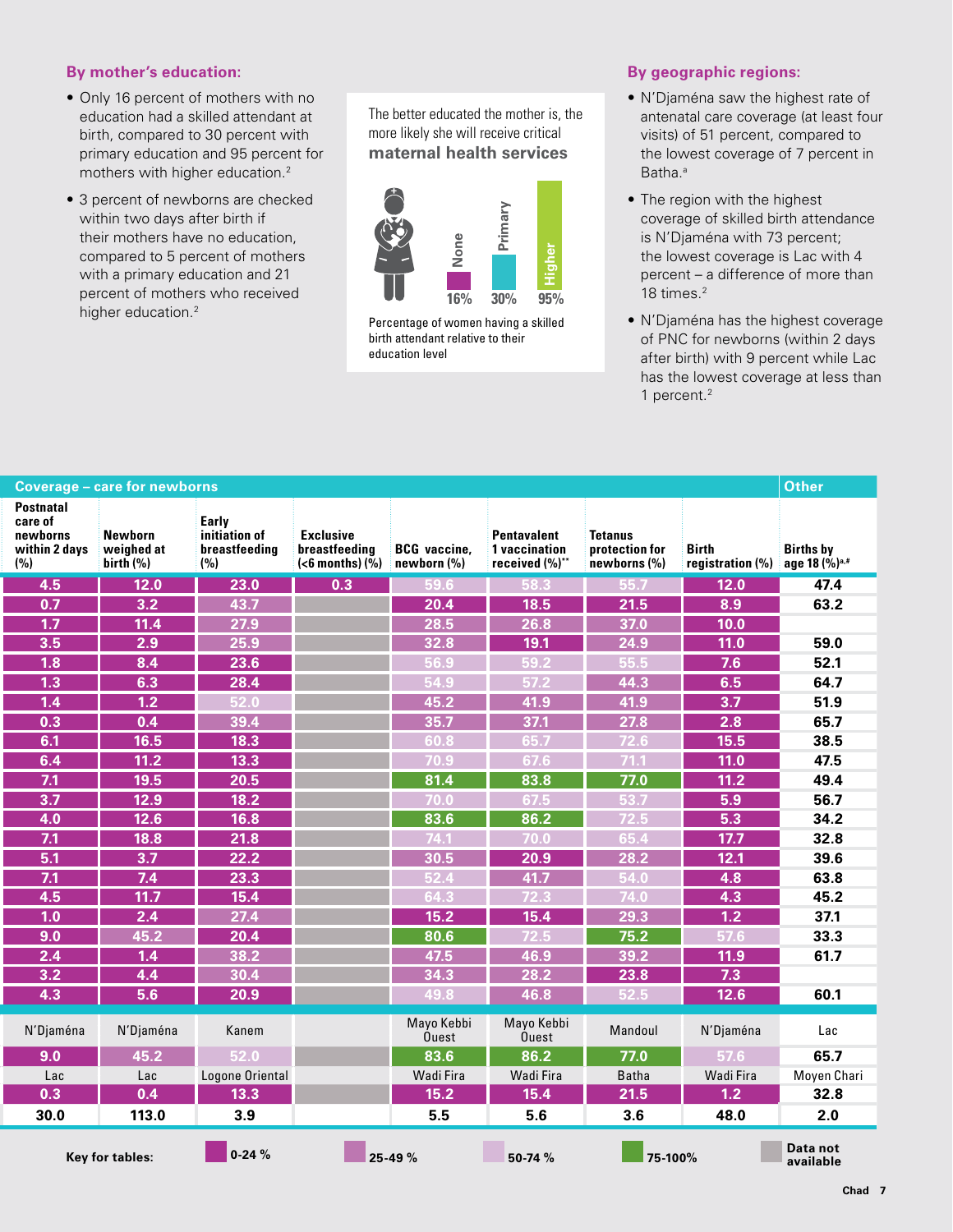### By mother's education:

- Only 16 percent of mothers with no education had a skilled attendant at birth, compared to 30 percent with primary education and 95 percent for mothers with higher education.[2]
- 3 percent of newborns are checked within two days after birth if their mothers have no education, compared to 5 percent of mothers with a primary education and 21 percent of mothers who received higher education.[2]

The better educated the mother is, the more likely she will receive critical **maternal health services**

None 16% | Primary 30% | Higher 95%

Percentage of women having a skilled birth attendant relative to their education level

### By geographic regions:

- N'Djaména saw the highest rate of antenatal care coverage (at least four visits) of 51 percent, compared to the lowest coverage of 7 percent in Batha.[a]
- The region with the highest coverage of skilled birth attendance is N'Djaména with 73 percent; the lowest coverage is Lac with 4 percent – a difference of more than 18 times.[2]
- N'Djaména has the highest coverage of PNC for newborns (within 2 days after birth) with 9 percent while Lac has the lowest coverage at less than 1 percent.[2]

| Coverage – care for newborns | | | | | | | | Other |
|---|---|---|---|---|---|---|---|---|
| Postnatal care of newborns within 2 days (%) | Newborn weighed at birth (%) | Early initiation of breastfeeding (%) | Exclusive breastfeeding (<6 months) (%) | BCG vaccine, newborn (%) | Pentavalent 1 vaccination received (%)** | Tetanus protection for newborns (%) | Birth registration (%) | Births by age 18 (%)[a,#] |
| 4.5 | 12.0 | 23.0 | 0.3 | 59.6 | 58.3 | 55.7 | 12.0 | 47.4 |
| 0.7 | 3.2 | 43.7 | | 20.4 | 18.5 | 21.5 | 8.9 | 63.2 |
| 1.7 | 11.4 | 27.9 | | 28.5 | 26.8 | 37.0 | 10.0 | |
| 3.5 | 2.9 | 25.9 | | 32.8 | 19.1 | 24.9 | 11.0 | 59.0 |
| 1.8 | 8.4 | 23.6 | | 56.9 | 59.2 | 55.5 | 7.6 | 52.1 |
| 1.3 | 6.3 | 28.4 | | 54.9 | 57.2 | 44.3 | 6.5 | 64.7 |
| 1.4 | 1.2 | 52.0 | | 45.2 | 41.9 | 41.9 | 3.7 | 51.9 |
| 0.3 | 0.4 | 39.4 | | 35.7 | 37.1 | 27.8 | 2.8 | 65.7 |
| 6.1 | 16.5 | 18.3 | | 60.8 | 65.7 | 72.6 | 15.5 | 38.5 |
| 6.4 | 11.2 | 13.3 | | 70.9 | 67.6 | 71.1 | 11.0 | 47.5 |
| 7.1 | 19.5 | 20.5 | | 81.4 | 83.8 | 77.0 | 11.2 | 49.4 |
| 3.7 | 12.9 | 18.2 | | 70.0 | 67.5 | 53.7 | 5.9 | 56.7 |
| 4.0 | 12.6 | 16.8 | | 83.6 | 86.2 | 72.5 | 5.3 | 34.2 |
| 7.1 | 18.8 | 21.8 | | 74.1 | 70.0 | 65.4 | 17.7 | 32.8 |
| 5.1 | 3.7 | 22.2 | | 30.5 | 20.9 | 28.2 | 12.1 | 39.6 |
| 7.1 | 7.4 | 23.3 | | 52.4 | 41.7 | 54.0 | 4.8 | 63.8 |
| 4.5 | 11.7 | 15.4 | | 64.3 | 72.3 | 74.0 | 4.3 | 45.2 |
| 1.0 | 2.4 | 27.4 | | 15.2 | 15.4 | 29.3 | 1.2 | 37.1 |
| 9.0 | 45.2 | 20.4 | | 80.6 | 72.5 | 75.2 | 57.6 | 33.3 |
| 2.4 | 1.4 | 38.2 | | 47.5 | 46.9 | 39.2 | 11.9 | 61.7 |
| 3.2 | 4.4 | 30.4 | | 34.3 | 28.2 | 23.8 | 7.3 | |
| 4.3 | 5.6 | 20.9 | | 49.8 | 46.8 | 52.5 | 12.6 | 60.1 |
| N'Djaména | N'Djaména | Kanem | | Mayo Kebbi Ouest | Mayo Kebbi Ouest | Mandoul | N'Djaména | Lac |
| 9.0 | 45.2 | 52.0 | | 83.6 | 86.2 | 77.0 | 57.6 | 65.7 |
| Lac | Lac | Logone Oriental | | Wadi Fira | Wadi Fira | Batha | Wadi Fira | Moyen Chari |
| 0.3 | 0.4 | 13.3 | | 15.2 | 15.4 | 21.5 | 1.2 | 32.8 |
| 30.0 | 113.0 | 3.9 | | 5.5 | 5.6 | 3.6 | 48.0 | 2.0 |

**Key for tables:** 0-24 % | 25-49 % | 50-74 % | 75-100% | Data not available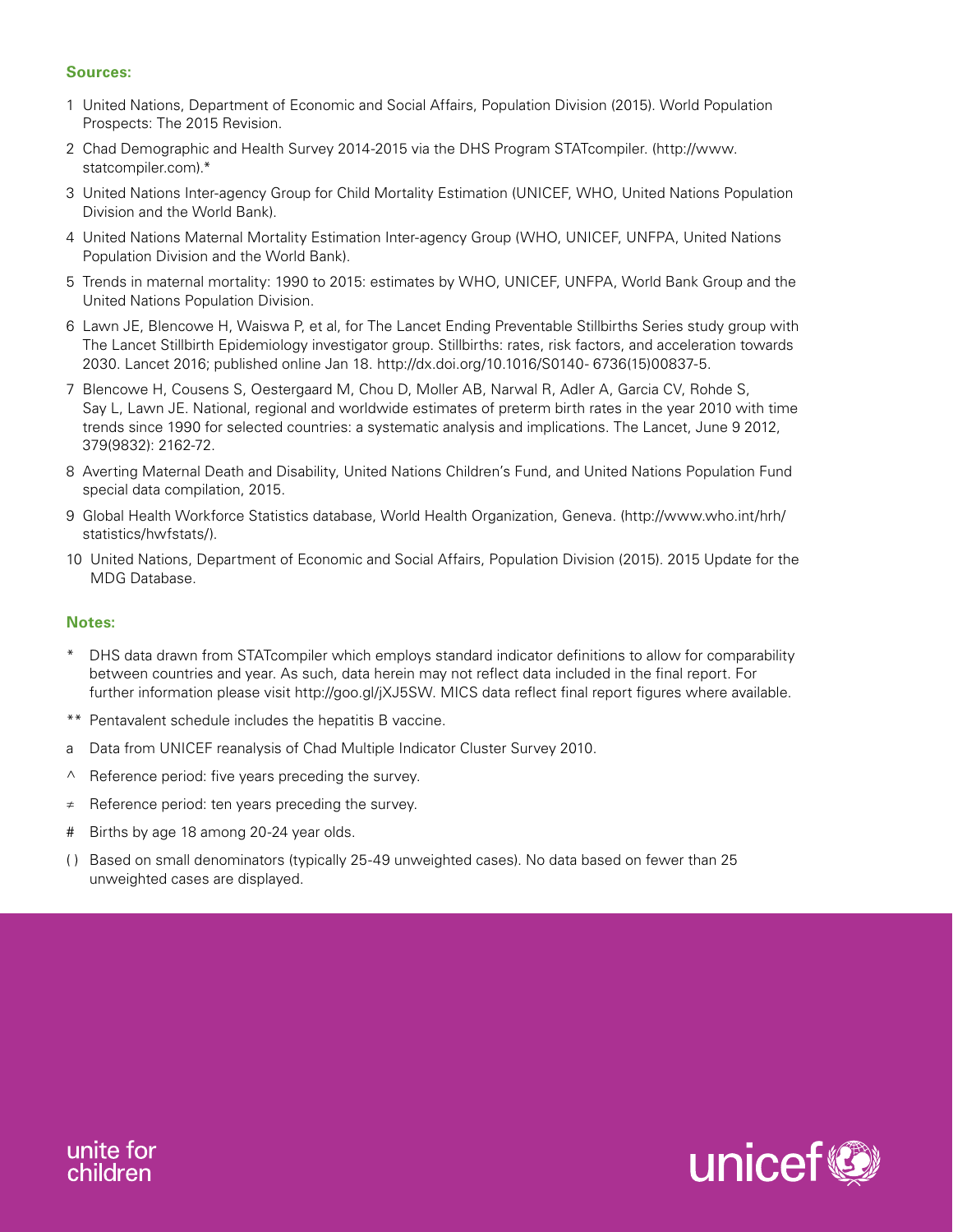**Sources:**

1 United Nations, Department of Economic and Social Affairs, Population Division (2015). World Population Prospects: The 2015 Revision.

2 Chad Demographic and Health Survey 2014-2015 via the DHS Program STATcompiler. (http://www.statcompiler.com).*

3 United Nations Inter-agency Group for Child Mortality Estimation (UNICEF, WHO, United Nations Population Division and the World Bank).

4 United Nations Maternal Mortality Estimation Inter-agency Group (WHO, UNICEF, UNFPA, United Nations Population Division and the World Bank).

5 Trends in maternal mortality: 1990 to 2015: estimates by WHO, UNICEF, UNFPA, World Bank Group and the United Nations Population Division.

6 Lawn JE, Blencowe H, Waiswa P, et al, for The Lancet Ending Preventable Stillbirths Series study group with The Lancet Stillbirth Epidemiology investigator group. Stillbirths: rates, risk factors, and acceleration towards 2030. Lancet 2016; published online Jan 18. http://dx.doi.org/10.1016/S0140- 6736(15)00837-5.

7 Blencowe H, Cousens S, Oestergaard M, Chou D, Moller AB, Narwal R, Adler A, Garcia CV, Rohde S, Say L, Lawn JE. National, regional and worldwide estimates of preterm birth rates in the year 2010 with time trends since 1990 for selected countries: a systematic analysis and implications. The Lancet, June 9 2012, 379(9832): 2162-72.

8 Averting Maternal Death and Disability, United Nations Children's Fund, and United Nations Population Fund special data compilation, 2015.

9 Global Health Workforce Statistics database, World Health Organization, Geneva. (http://www.who.int/hrh/statistics/hwfstats/).

10 United Nations, Department of Economic and Social Affairs, Population Division (2015). 2015 Update for the MDG Database.

**Notes:**

* DHS data drawn from STATcompiler which employs standard indicator definitions to allow for comparability between countries and year. As such, data herein may not reflect data included in the final report. For further information please visit http://goo.gl/jXJ5SW. MICS data reflect final report figures where available.

** Pentavalent schedule includes the hepatitis B vaccine.

a Data from UNICEF reanalysis of Chad Multiple Indicator Cluster Survey 2010.

^ Reference period: five years preceding the survey.

≠ Reference period: ten years preceding the survey.

# Births by age 18 among 20-24 year olds.

( ) Based on small denominators (typically 25-49 unweighted cases). No data based on fewer than 25 unweighted cases are displayed.

unite for children

unicef